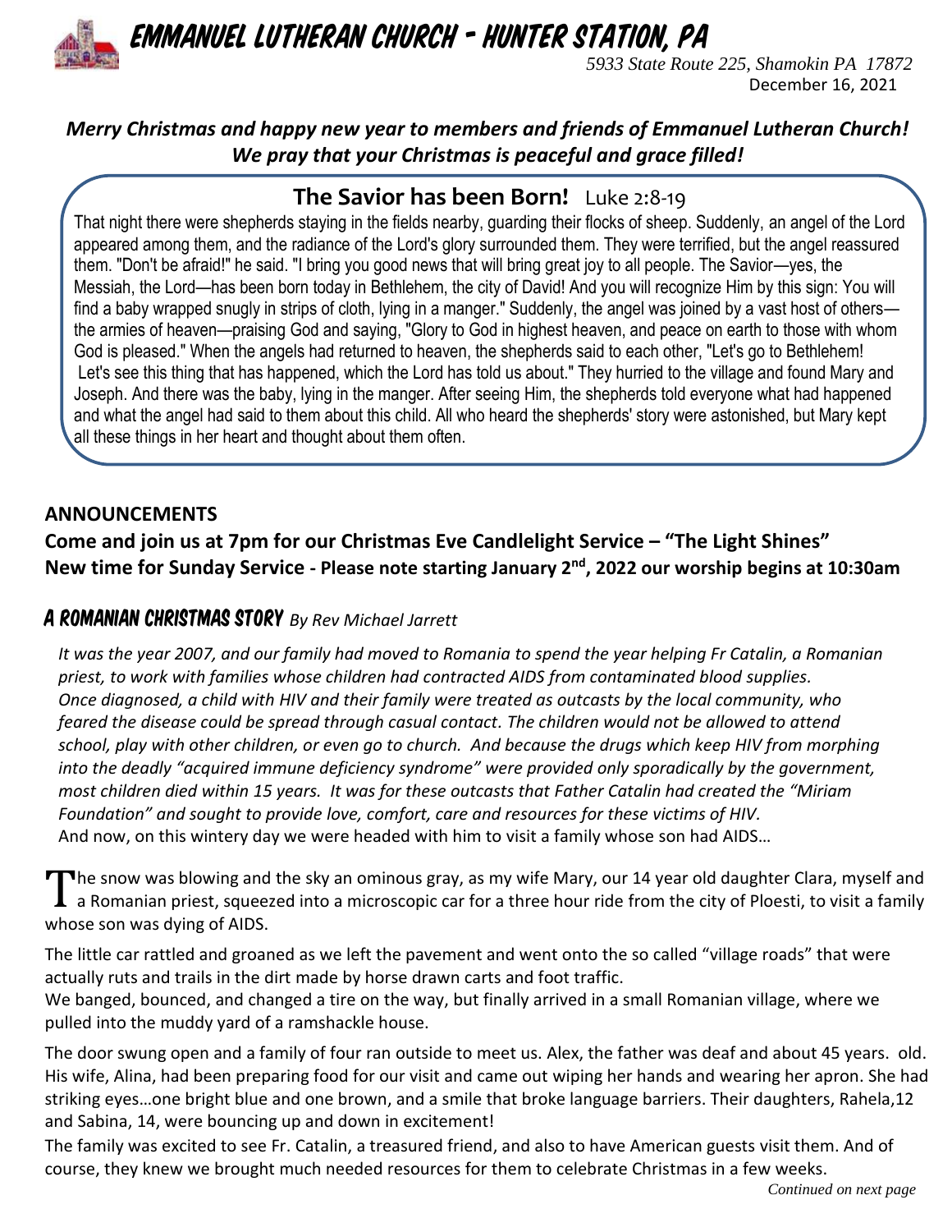# EMMANUEL LUTHERAN CHURCH - HUNTER STATION, PA

*5933 State Route 225, Shamokin PA 17872*

December 16, 2021

***Merry Christmas and happy new year to members and friends of Emmanuel Lutheran Church!***
***We pray that your Christmas is peaceful and grace filled!***

## The Savior has been Born! Luke 2:8-19

That night there were shepherds staying in the fields nearby, guarding their flocks of sheep. Suddenly, an angel of the Lord appeared among them, and the radiance of the Lord's glory surrounded them. They were terrified, but the angel reassured them. "Don't be afraid!" he said. "I bring you good news that will bring great joy to all people. The Savior—yes, the Messiah, the Lord—has been born today in Bethlehem, the city of David! And you will recognize Him by this sign: You will find a baby wrapped snugly in strips of cloth, lying in a manger." Suddenly, the angel was joined by a vast host of others—the armies of heaven—praising God and saying, "Glory to God in highest heaven, and peace on earth to those with whom God is pleased." When the angels had returned to heaven, the shepherds said to each other, "Let's go to Bethlehem! Let's see this thing that has happened, which the Lord has told us about." They hurried to the village and found Mary and Joseph. And there was the baby, lying in the manger. After seeing Him, the shepherds told everyone what had happened and what the angel had said to them about this child. All who heard the shepherds' story were astonished, but Mary kept all these things in her heart and thought about them often.

## ANNOUNCEMENTS

**Come and join us at 7pm for our Christmas Eve Candlelight Service – "The Light Shines"**

**New time for Sunday Service - Please note starting January 2nd, 2022 our worship begins at 10:30am**

## A ROMANIAN CHRISTMAS STORY *By Rev Michael Jarrett*

*It was the year 2007, and our family had moved to Romania to spend the year helping Fr Catalin, a Romanian priest, to work with families whose children had contracted AIDS from contaminated blood supplies. Once diagnosed, a child with HIV and their family were treated as outcasts by the local community, who feared the disease could be spread through casual contact. The children would not be allowed to attend school, play with other children, or even go to church. And because the drugs which keep HIV from morphing into the deadly "acquired immune deficiency syndrome" were provided only sporadically by the government, most children died within 15 years. It was for these outcasts that Father Catalin had created the "Miriam Foundation" and sought to provide love, comfort, care and resources for these victims of HIV.*

And now, on this wintery day we were headed with him to visit a family whose son had AIDS…

The snow was blowing and the sky an ominous gray, as my wife Mary, our 14 year old daughter Clara, myself and a Romanian priest, squeezed into a microscopic car for a three hour ride from the city of Ploesti, to visit a family whose son was dying of AIDS.

The little car rattled and groaned as we left the pavement and went onto the so called "village roads" that were actually ruts and trails in the dirt made by horse drawn carts and foot traffic.

We banged, bounced, and changed a tire on the way, but finally arrived in a small Romanian village, where we pulled into the muddy yard of a ramshackle house.

The door swung open and a family of four ran outside to meet us. Alex, the father was deaf and about 45 years. old. His wife, Alina, had been preparing food for our visit and came out wiping her hands and wearing her apron. She had striking eyes…one bright blue and one brown, and a smile that broke language barriers. Their daughters, Rahela,12 and Sabina, 14, were bouncing up and down in excitement!

The family was excited to see Fr. Catalin, a treasured friend, and also to have American guests visit them. And of course, they knew we brought much needed resources for them to celebrate Christmas in a few weeks.

*Continued on next page*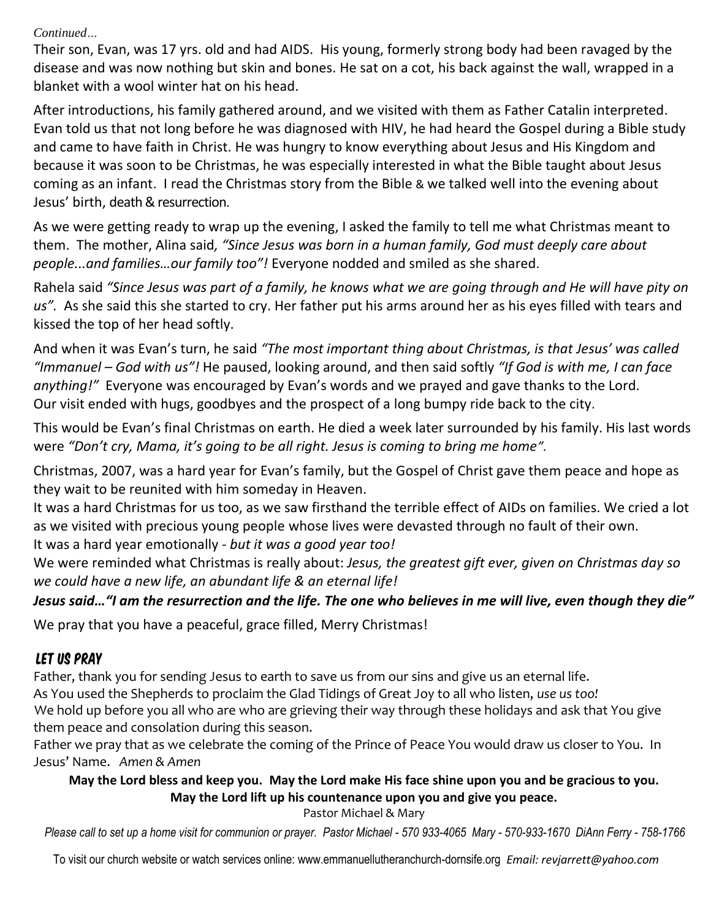*Continued…*

Their son, Evan, was 17 yrs. old and had AIDS. His young, formerly strong body had been ravaged by the disease and was now nothing but skin and bones. He sat on a cot, his back against the wall, wrapped in a blanket with a wool winter hat on his head.

After introductions, his family gathered around, and we visited with them as Father Catalin interpreted. Evan told us that not long before he was diagnosed with HIV, he had heard the Gospel during a Bible study and came to have faith in Christ. He was hungry to know everything about Jesus and His Kingdom and because it was soon to be Christmas, he was especially interested in what the Bible taught about Jesus coming as an infant. I read the Christmas story from the Bible & we talked well into the evening about Jesus' birth, death & resurrection.

As we were getting ready to wrap up the evening, I asked the family to tell me what Christmas meant to them. The mother, Alina said*, "Since Jesus was born in a human family, God must deeply care about people...and families…our family too"!* Everyone nodded and smiled as she shared.

Rahela said *"Since Jesus was part of a family, he knows what we are going through and He will have pity on us".* As she said this she started to cry. Her father put his arms around her as his eyes filled with tears and kissed the top of her head softly.

And when it was Evan's turn, he said *"The most important thing about Christmas, is that Jesus' was called "Immanuel – God with us"!* He paused, looking around, and then said softly *"If God is with me, I can face anything!"* Everyone was encouraged by Evan's words and we prayed and gave thanks to the Lord. Our visit ended with hugs, goodbyes and the prospect of a long bumpy ride back to the city.

This would be Evan's final Christmas on earth. He died a week later surrounded by his family. His last words were *"Don't cry, Mama, it's going to be all right. Jesus is coming to bring me home".*

Christmas, 2007, was a hard year for Evan's family, but the Gospel of Christ gave them peace and hope as they wait to be reunited with him someday in Heaven.

It was a hard Christmas for us too, as we saw firsthand the terrible effect of AIDs on families. We cried a lot as we visited with precious young people whose lives were devasted through no fault of their own.

It was a hard year emotionally - *but it was a good year too!*

We were reminded what Christmas is really about: *Jesus, the greatest gift ever, given on Christmas day so we could have a new life, an abundant life & an eternal life!*

***Jesus said…"I am the resurrection and the life. The one who believes in me will live, even though they die"***

We pray that you have a peaceful, grace filled, Merry Christmas!

## Let Us Pray

Father, thank you for sending Jesus to earth to save us from our sins and give us an eternal life.

As You used the Shepherds to proclaim the Glad Tidings of Great Joy to all who listen, *use us too!*

We hold up before you all who are who are grieving their way through these holidays and ask that You give them peace and consolation during this season.

Father we pray that as we celebrate the coming of the Prince of Peace You would draw us closer to You. In Jesus' Name. *Amen & Amen*

**May the Lord bless and keep you. May the Lord make His face shine upon you and be gracious to you. May the Lord lift up his countenance upon you and give you peace.**

Pastor Michael & Mary

*Please call to set up a home visit for communion or prayer. Pastor Michael - 570 933-4065 Mary - 570-933-1670 DiAnn Ferry - 758-1766*

To visit our church website or watch services online: www.emmanuellutheranchurch-dornsife.org *Email: revjarrett@yahoo.com*